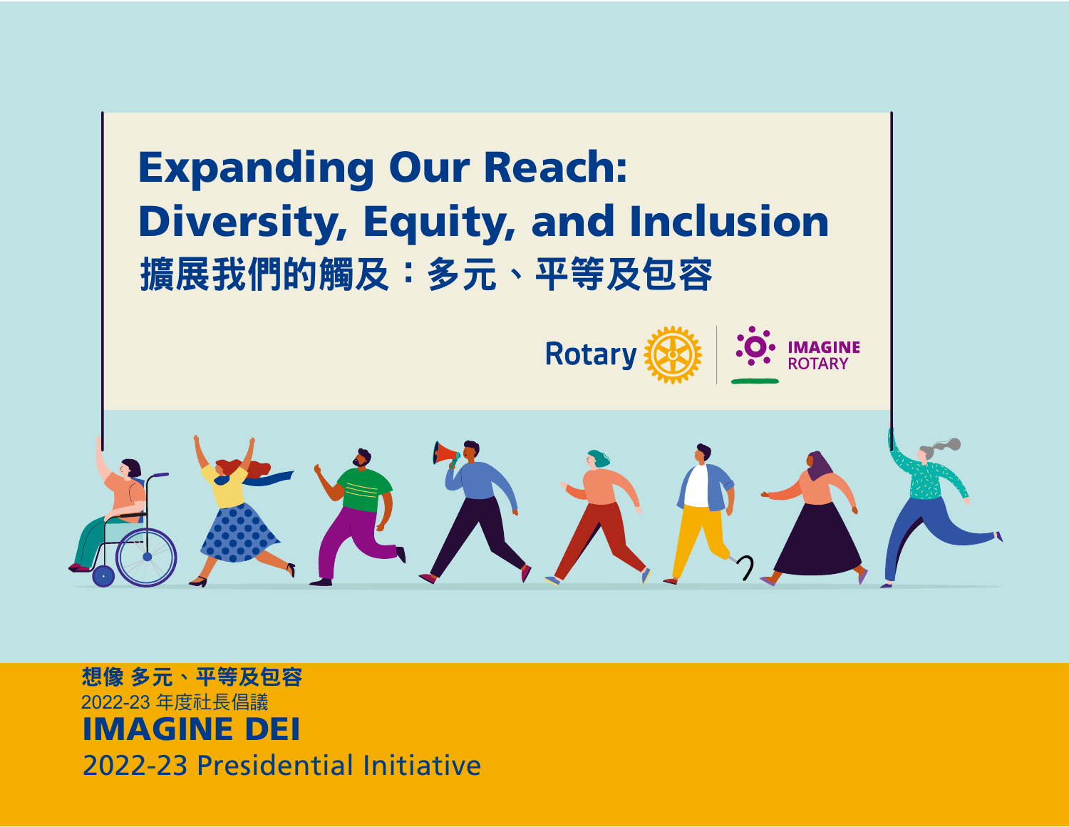# Expanding Our Reach: Diversity, Equity, and Inclusion

# 擴展我們的觸及：多元、平等及包容

Rotary | IMAGINE ROTARY

**想像 多元、平等及包容**

2022-23 年度社長倡議

**IMAGINE DEI**

2022-23 Presidential Initiative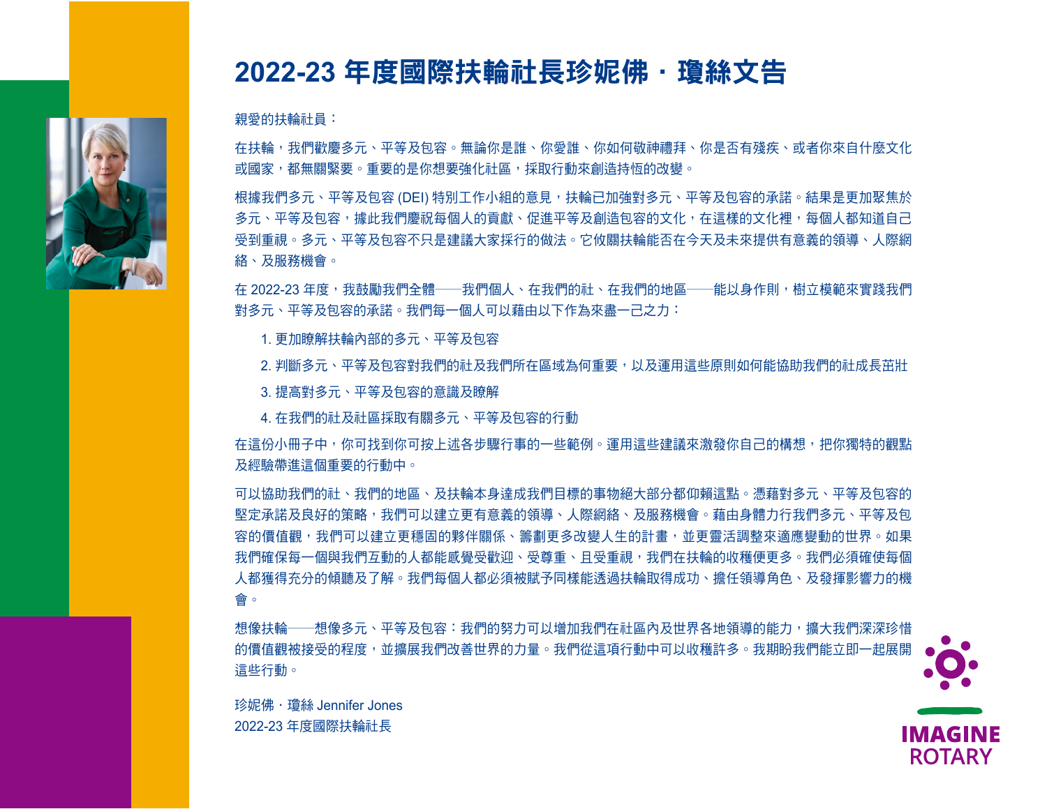# 2022-23 年度國際扶輪社長珍妮佛・瓊絲文告

親愛的扶輪社員：

在扶輪，我們歡慶多元、平等及包容。無論你是誰、你愛誰、你如何敬神禮拜、你是否有殘疾、或者你來自什麼文化或國家，都無關緊要。重要的是你想要強化社區，採取行動來創造持恆的改變。

根據我們多元、平等及包容 (DEI) 特別工作小組的意見，扶輪已加強對多元、平等及包容的承諾。結果是更加聚焦於多元、平等及包容，據此我們慶祝每個人的貢獻、促進平等及創造包容的文化，在這樣的文化裡，每個人都知道自己受到重視。多元、平等及包容不只是建議大家採行的做法。它攸關扶輪能否在今天及未來提供有意義的領導、人際網絡、及服務機會。

在 2022-23 年度，我鼓勵我們全體——我們個人、在我們的社、在我們的地區——能以身作則，樹立模範來實踐我們對多元、平等及包容的承諾。我們每一個人可以藉由以下作為來盡一己之力：

1. 更加瞭解扶輪內部的多元、平等及包容
2. 判斷多元、平等及包容對我們的社及我們所在區域為何重要，以及運用這些原則如何能協助我們的社成長茁壯
3. 提高對多元、平等及包容的意識及瞭解
4. 在我們的社及社區採取有關多元、平等及包容的行動

在這份小冊子中，你可找到你可按上述各步驟行事的一些範例。運用這些建議來激發你自己的構想，把你獨特的觀點及經驗帶進這個重要的行動中。

可以協助我們的社、我們的地區、及扶輪本身達成我們目標的事物絕大部分都仰賴這點。憑藉對多元、平等及包容的堅定承諾及良好的策略，我們可以建立更有意義的領導、人際網絡、及服務機會。藉由身體力行我們多元、平等及包容的價值觀，我們可以建立更穩固的夥伴關係、籌劃更多改變人生的計畫，並更靈活調整來適應變動的世界。如果我們確保每一個與我們互動的人都能感覺受歡迎、受尊重、且受重視，我們在扶輪的收穫便更多。我們必須確使每個人都獲得充分的傾聽及了解。我們每個人都必須被賦予同樣能透過扶輪取得成功、擔任領導角色、及發揮影響力的機會。

想像扶輪——想像多元、平等及包容：我們的努力可以增加我們在社區內及世界各地領導的能力，擴大我們深深珍惜的價值觀被接受的程度，並擴展我們改善世界的力量。我們從這項行動中可以收穫許多。我期盼我們能立即一起展開這些行動。

珍妮佛・瓊絲 Jennifer Jones  
2022-23 年度國際扶輪社長

IMAGINE ROTARY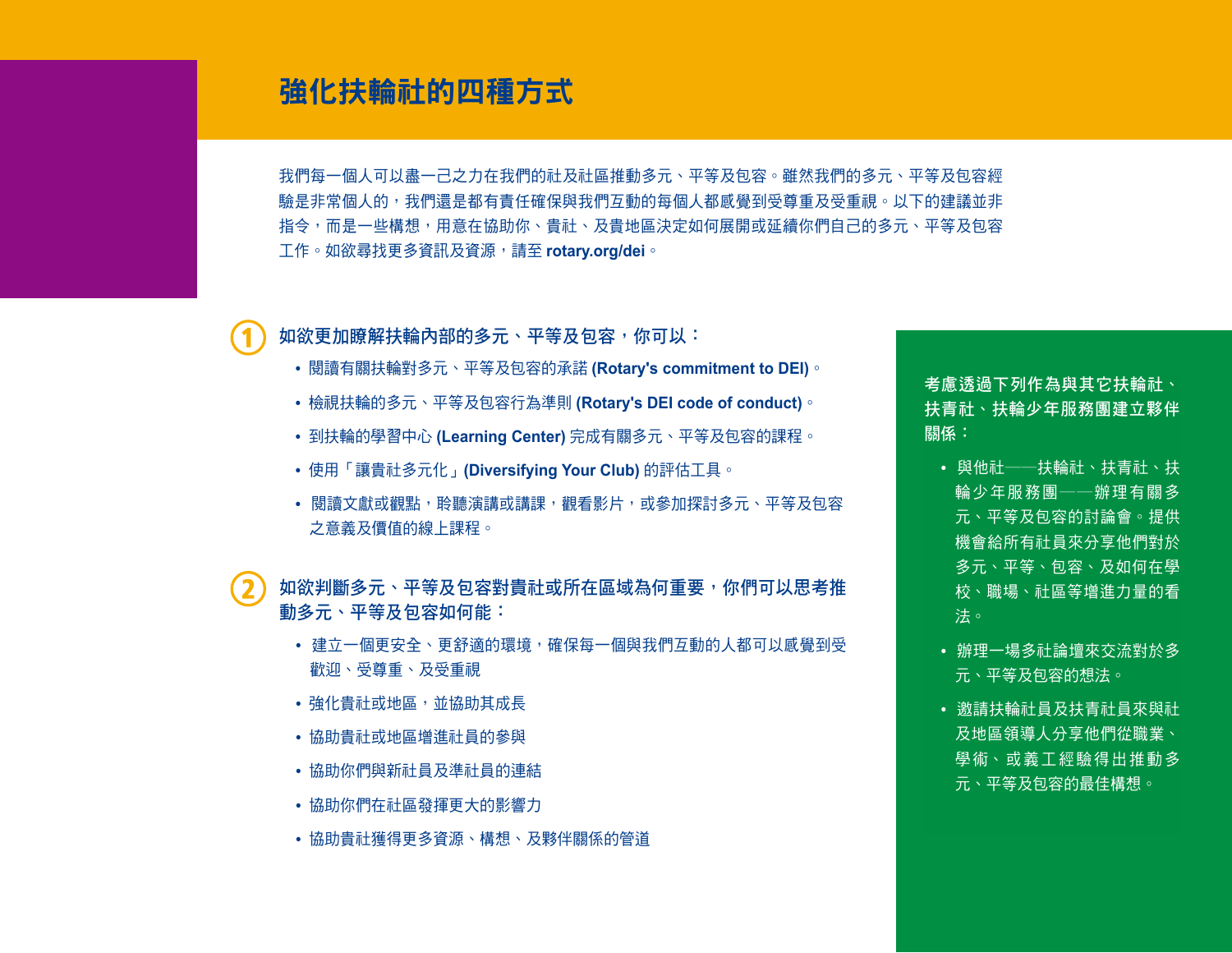# 強化扶輪社的四種方式

我們每一個人可以盡一己之力在我們的社及社區推動多元、平等及包容。雖然我們的多元、平等及包容經驗是非常個人的，我們還是都有責任確保與我們互動的每個人都感覺到受尊重及受重視。以下的建議並非指令，而是一些構想，用意在協助你、貴社、及貴地區決定如何展開或延續你們自己的多元、平等及包容工作。如欲尋找更多資訊及資源，請至 **rotary.org/dei**。

## ① 如欲更加瞭解扶輪內部的多元、平等及包容，你可以：

- 閱讀有關扶輪對多元、平等及包容的承諾 **(Rotary's commitment to DEI)**。
- 檢視扶輪的多元、平等及包容行為準則 **(Rotary's DEI code of conduct)**。
- 到扶輪的學習中心 **(Learning Center)** 完成有關多元、平等及包容的課程。
- 使用「讓貴社多元化」**(Diversifying Your Club)** 的評估工具。
- 閱讀文獻或觀點，聆聽演講或講課，觀看影片，或參加探討多元、平等及包容之意義及價值的線上課程。

## ② 如欲判斷多元、平等及包容對貴社或所在區域為何重要，你們可以思考推動多元、平等及包容如何能：

- 建立一個更安全、更舒適的環境，確保每一個與我們互動的人都可以感覺到受歡迎、受尊重、及受重視
- 強化貴社或地區，並協助其成長
- 協助貴社或地區增進社員的參與
- 協助你們與新社員及準社員的連結
- 協助你們在社區發揮更大的影響力
- 協助貴社獲得更多資源、構想、及夥伴關係的管道

**考慮透過下列作為與其它扶輪社、扶青社、扶輪少年服務團建立夥伴關係：**

- 與他社——扶輪社、扶青社、扶輪少年服務團——辦理有關多元、平等及包容的討論會。提供機會給所有社員來分享他們對於多元、平等、包容、及如何在學校、職場、社區等增進力量的看法。
- 辦理一場多社論壇來交流對於多元、平等及包容的想法。
- 邀請扶輪社員及扶青社員來與社及地區領導人分享他們從職業、學術、或義工經驗得出推動多元、平等及包容的最佳構想。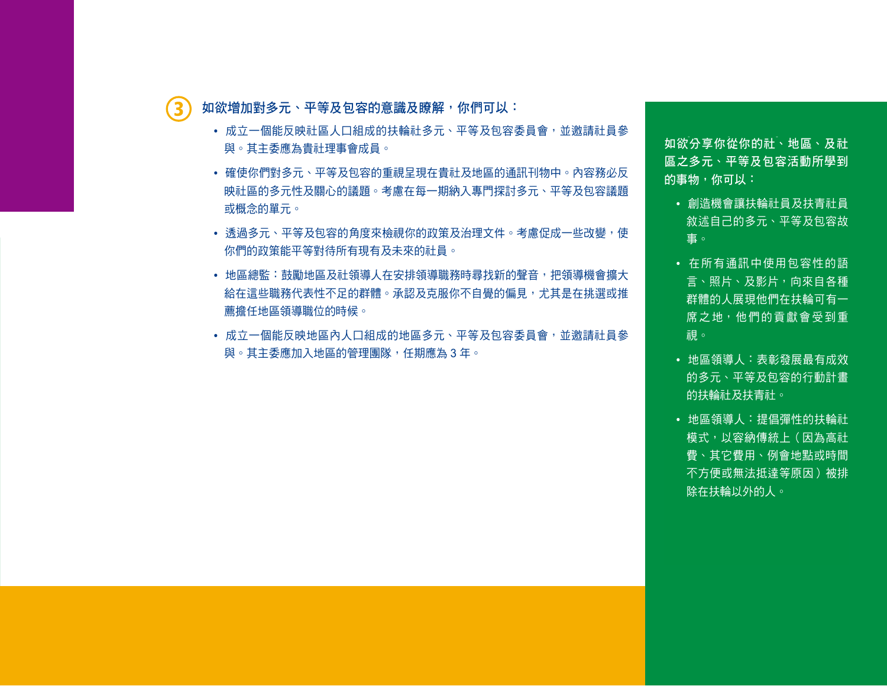### ③ 如欲增加對多元、平等及包容的意識及瞭解，你們可以：

- 成立一個能反映社區人口組成的扶輪社多元、平等及包容委員會，並邀請社員參與。其主委應為貴社理事會成員。
- 確使你們對多元、平等及包容的重視呈現在貴社及地區的通訊刊物中。內容務必反映社區的多元性及關心的議題。考慮在每一期納入專門探討多元、平等及包容議題或概念的單元。
- 透過多元、平等及包容的角度來檢視你的政策及治理文件。考慮促成一些改變，使你們的政策能平等對待所有現有及未來的社員。
- 地區總監：鼓勵地區及社領導人在安排領導職務時尋找新的聲音，把領導機會擴大給在這些職務代表性不足的群體。承認及克服你不自覺的偏見，尤其是在挑選或推薦擔任地區領導職位的時候。
- 成立一個能反映地區內人口組成的地區多元、平等及包容委員會，並邀請社員參與。其主委應加入地區的管理團隊，任期應為 3 年。

**如欲分享你從你的社、地區、及社區之多元、平等及包容活動所學到的事物，你可以：**

- 創造機會讓扶輪社員及扶青社員敘述自己的多元、平等及包容故事。
- 在所有通訊中使用包容性的語言、照片、及影片，向來自各種群體的人展現他們在扶輪可有一席之地，他們的貢獻會受到重視。
- 地區領導人：表彰發展最有成效的多元、平等及包容的行動計畫的扶輪社及扶青社。
- 地區領導人：提倡彈性的扶輪社模式，以容納傳統上（因為高社費、其它費用、例會地點或時間不方便或無法抵達等原因）被排除在扶輪以外的人。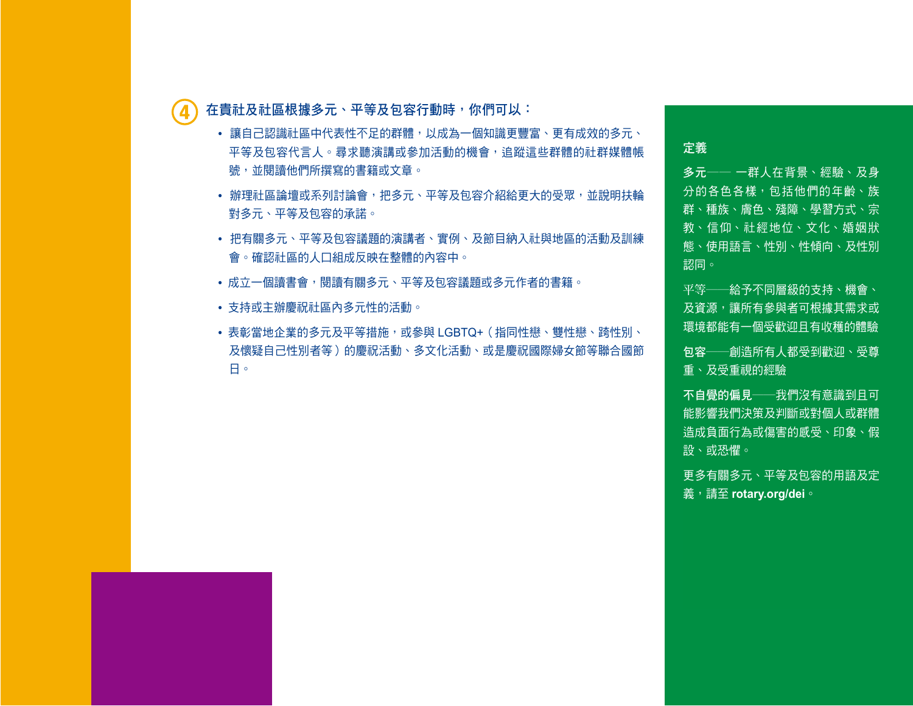## ④ 在貴社及社區根據多元、平等及包容行動時，你們可以：

- 讓自己認識社區中代表性不足的群體，以成為一個知識更豐富、更有成效的多元、平等及包容代言人。尋求聽演講或參加活動的機會，追蹤這些群體的社群媒體帳號，並閱讀他們所撰寫的書籍或文章。
- 辦理社區論壇或系列討論會，把多元、平等及包容介紹給更大的受眾，並說明扶輪對多元、平等及包容的承諾。
- 把有關多元、平等及包容議題的演講者、實例、及節目納入社與地區的活動及訓練會。確認社區的人口組成反映在整體的內容中。
- 成立一個讀書會，閱讀有關多元、平等及包容議題或多元作者的書籍。
- 支持或主辦慶祝社區內多元性的活動。
- 表彰當地企業的多元及平等措施，或參與 LGBTQ+（指同性戀、雙性戀、跨性別、及懷疑自己性別者等）的慶祝活動、多文化活動、或是慶祝國際婦女節等聯合國節日。

### 定義

**多元**—— 一群人在背景、經驗、及身分的各色各樣，包括他們的年齡、族群、種族、膚色、殘障、學習方式、宗教、信仰、社經地位、文化、婚姻狀態、使用語言、性別、性傾向、及性別認同。

**平等**——給予不同層級的支持、機會、及資源，讓所有參與者可根據其需求或環境都能有一個受歡迎且有收穫的體驗

**包容**——創造所有人都受到歡迎、受尊重、及受重視的經驗

**不自覺的偏見**——我們沒有意識到且可能影響我們決策及判斷或對個人或群體造成負面行為或傷害的感受、印象、假設、或恐懼。

更多有關多元、平等及包容的用語及定義，請至 **rotary.org/dei**。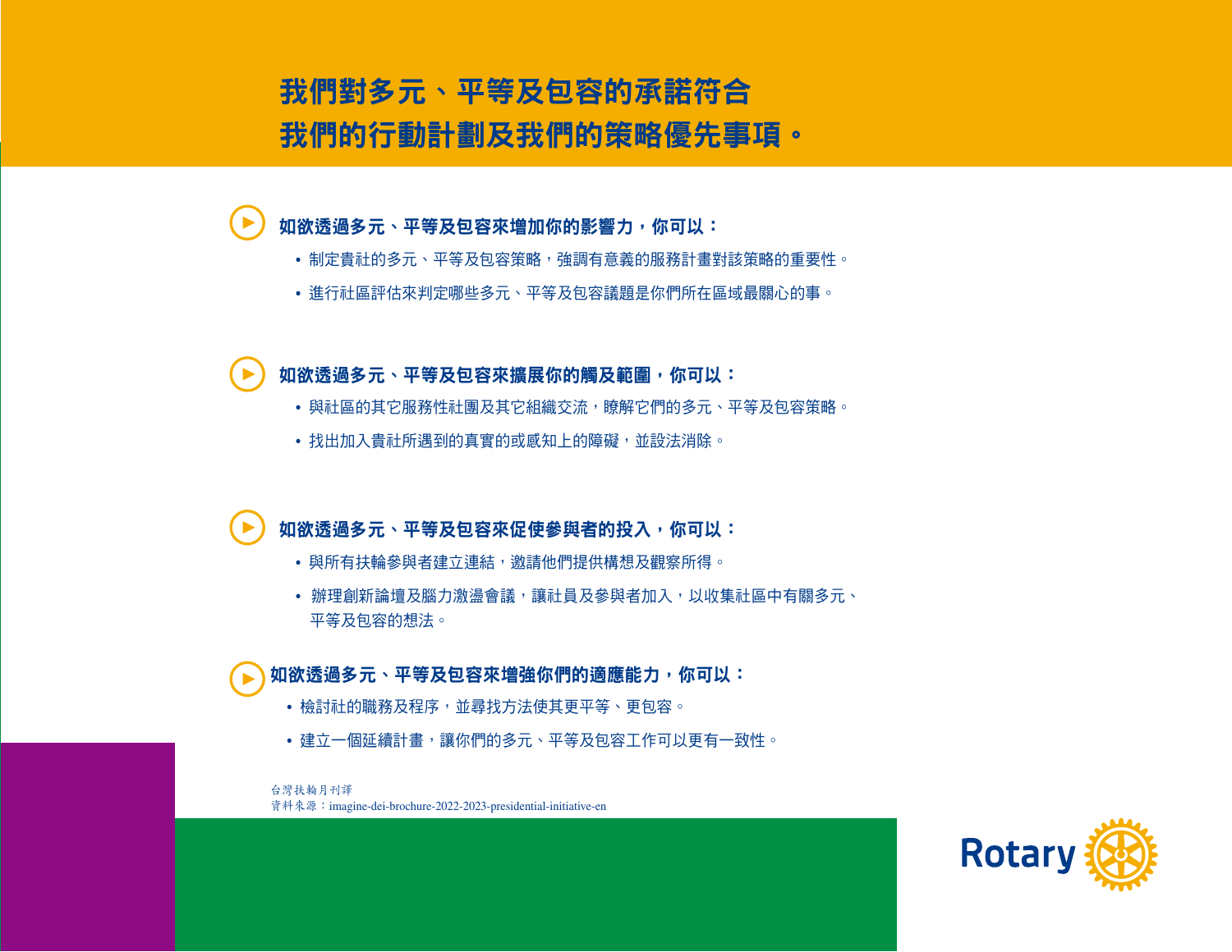# 我們對多元、平等及包容的承諾符合我們的行動計劃及我們的策略優先事項。

### 如欲透過多元、平等及包容來增加你的影響力，你可以：

- 制定貴社的多元、平等及包容策略，強調有意義的服務計畫對該策略的重要性。
- 進行社區評估來判定哪些多元、平等及包容議題是你們所在區域最關心的事。

### 如欲透過多元、平等及包容來擴展你的觸及範圍，你可以：

- 與社區的其它服務性社團及其它組織交流，瞭解它們的多元、平等及包容策略。
- 找出加入貴社所遇到的真實的或感知上的障礙，並設法消除。

### 如欲透過多元、平等及包容來促使參與者的投入，你可以：

- 與所有扶輪參與者建立連結，邀請他們提供構想及觀察所得。
- 辦理創新論壇及腦力激盪會議，讓社員及參與者加入，以收集社區中有關多元、平等及包容的想法。

### 如欲透過多元、平等及包容來增強你們的適應能力，你可以：

- 檢討社的職務及程序，並尋找方法使其更平等、更包容。
- 建立一個延續計畫，讓你們的多元、平等及包容工作可以更有一致性。

台灣扶輪月刊譯
資料來源：imagine-dei-brochure-2022-2023-presidential-initiative-en

Rotary